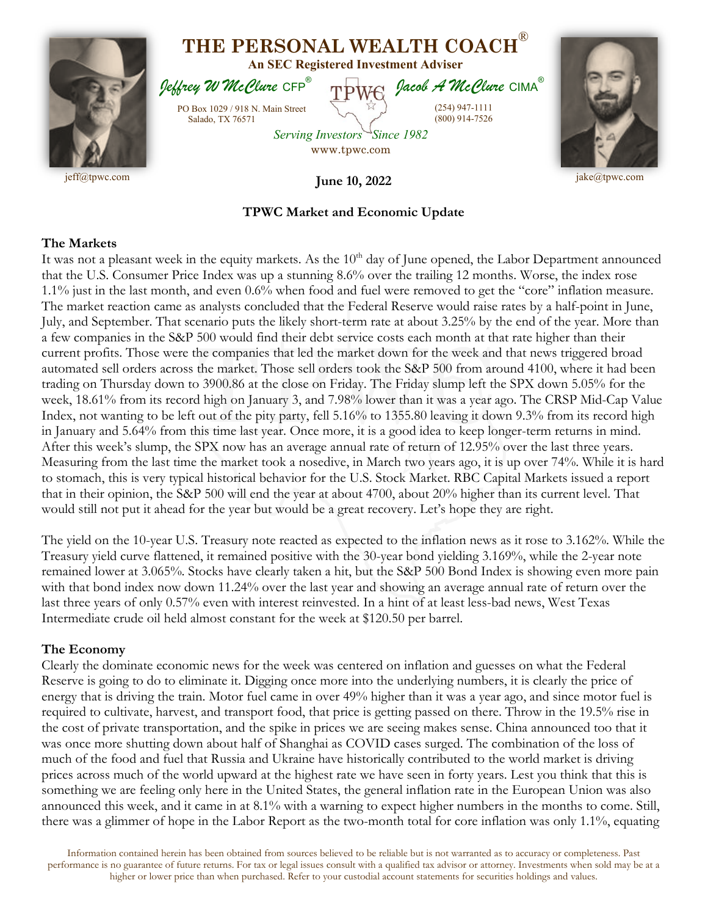# THE PERSONAL WEALTH COACH®

**An SEC Registered Investment Adviser**

*Jeffrey W McClure* CFP® | *Jacob A McClure* CIMA®

PO Box 1029 / 918 N. Main Street
Salado, TX 76571

(254) 947-1111
(800) 914-7526

*Serving Investors Since 1982*

www.tpwc.com

jeff@tpwc.com | jake@tpwc.com

**June 10, 2022**

## TPWC Market and Economic Update

### The Markets

It was not a pleasant week in the equity markets. As the 10th day of June opened, the Labor Department announced that the U.S. Consumer Price Index was up a stunning 8.6% over the trailing 12 months. Worse, the index rose 1.1% just in the last month, and even 0.6% when food and fuel were removed to get the "core" inflation measure. The market reaction came as analysts concluded that the Federal Reserve would raise rates by a half-point in June, July, and September. That scenario puts the likely short-term rate at about 3.25% by the end of the year. More than a few companies in the S&P 500 would find their debt service costs each month at that rate higher than their current profits. Those were the companies that led the market down for the week and that news triggered broad automated sell orders across the market. Those sell orders took the S&P 500 from around 4100, where it had been trading on Thursday down to 3900.86 at the close on Friday. The Friday slump left the SPX down 5.05% for the week, 18.61% from its record high on January 3, and 7.98% lower than it was a year ago. The CRSP Mid-Cap Value Index, not wanting to be left out of the pity party, fell 5.16% to 1355.80 leaving it down 9.3% from its record high in January and 5.64% from this time last year. Once more, it is a good idea to keep longer-term returns in mind. After this week's slump, the SPX now has an average annual rate of return of 12.95% over the last three years. Measuring from the last time the market took a nosedive, in March two years ago, it is up over 74%. While it is hard to stomach, this is very typical historical behavior for the U.S. Stock Market. RBC Capital Markets issued a report that in their opinion, the S&P 500 will end the year at about 4700, about 20% higher than its current level. That would still not put it ahead for the year but would be a great recovery. Let's hope they are right.

The yield on the 10-year U.S. Treasury note reacted as expected to the inflation news as it rose to 3.162%. While the Treasury yield curve flattened, it remained positive with the 30-year bond yielding 3.169%, while the 2-year note remained lower at 3.065%. Stocks have clearly taken a hit, but the S&P 500 Bond Index is showing even more pain with that bond index now down 11.24% over the last year and showing an average annual rate of return over the last three years of only 0.57% even with interest reinvested. In a hint of at least less-bad news, West Texas Intermediate crude oil held almost constant for the week at $120.50 per barrel.

### The Economy

Clearly the dominate economic news for the week was centered on inflation and guesses on what the Federal Reserve is going to do to eliminate it. Digging once more into the underlying numbers, it is clearly the price of energy that is driving the train. Motor fuel came in over 49% higher than it was a year ago, and since motor fuel is required to cultivate, harvest, and transport food, that price is getting passed on there. Throw in the 19.5% rise in the cost of private transportation, and the spike in prices we are seeing makes sense. China announced too that it was once more shutting down about half of Shanghai as COVID cases surged. The combination of the loss of much of the food and fuel that Russia and Ukraine have historically contributed to the world market is driving prices across much of the world upward at the highest rate we have seen in forty years. Lest you think that this is something we are feeling only here in the United States, the general inflation rate in the European Union was also announced this week, and it came in at 8.1% with a warning to expect higher numbers in the months to come. Still, there was a glimmer of hope in the Labor Report as the two-month total for core inflation was only 1.1%, equating

Information contained herein has been obtained from sources believed to be reliable but is not warranted as to accuracy or completeness. Past performance is no guarantee of future returns. For tax or legal issues consult with a qualified tax advisor or attorney. Investments when sold may be at a higher or lower price than when purchased. Refer to your custodial account statements for securities holdings and values.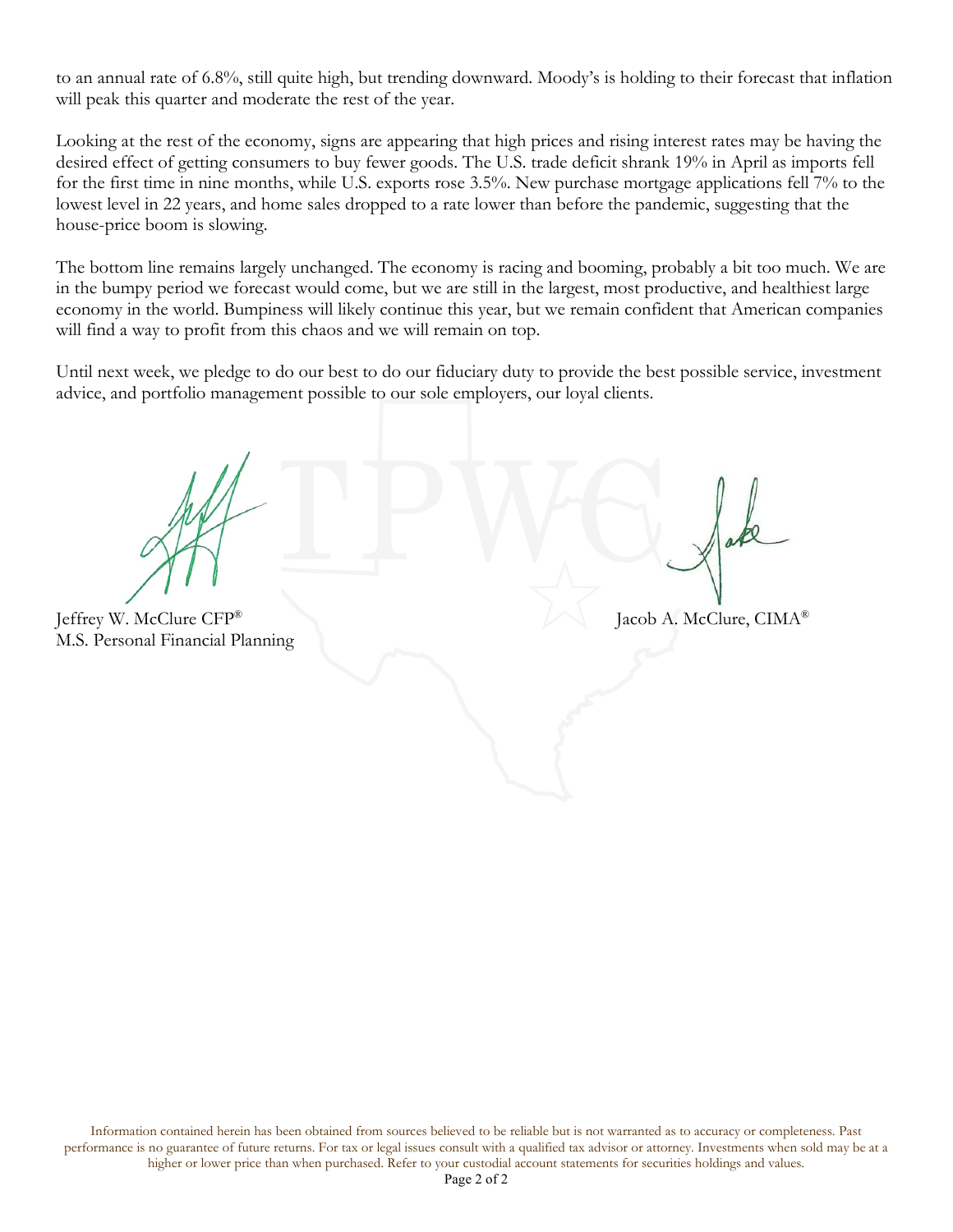to an annual rate of 6.8%, still quite high, but trending downward. Moody's is holding to their forecast that inflation will peak this quarter and moderate the rest of the year.

Looking at the rest of the economy, signs are appearing that high prices and rising interest rates may be having the desired effect of getting consumers to buy fewer goods. The U.S. trade deficit shrank 19% in April as imports fell for the first time in nine months, while U.S. exports rose 3.5%. New purchase mortgage applications fell 7% to the lowest level in 22 years, and home sales dropped to a rate lower than before the pandemic, suggesting that the house-price boom is slowing.

The bottom line remains largely unchanged. The economy is racing and booming, probably a bit too much. We are in the bumpy period we forecast would come, but we are still in the largest, most productive, and healthiest large economy in the world. Bumpiness will likely continue this year, but we remain confident that American companies will find a way to profit from this chaos and we will remain on top.

Until next week, we pledge to do our best to do our fiduciary duty to provide the best possible service, investment advice, and portfolio management possible to our sole employers, our loyal clients.

Jeffrey W. McClure CFP®
M.S. Personal Financial Planning

Jacob A. McClure, CIMA®

Information contained herein has been obtained from sources believed to be reliable but is not warranted as to accuracy or completeness. Past performance is no guarantee of future returns. For tax or legal issues consult with a qualified tax advisor or attorney. Investments when sold may be at a higher or lower price than when purchased. Refer to your custodial account statements for securities holdings and values.